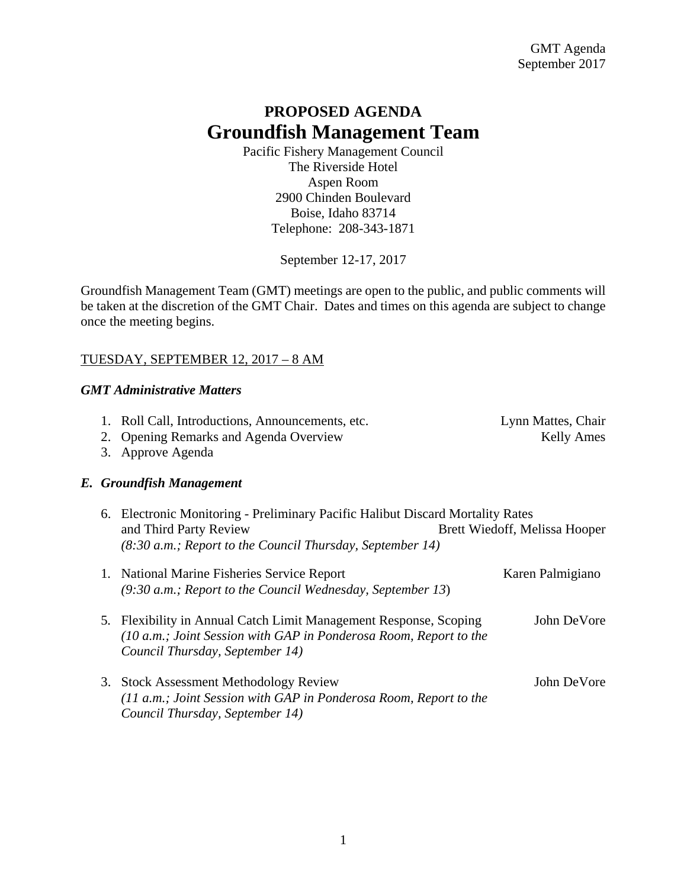# PROPOSED AGENDA
# Groundfish Management Team

Pacific Fishery Management Council
The Riverside Hotel
Aspen Room
2900 Chinden Boulevard
Boise, Idaho 83714
Telephone: 208-343-1871

September 12-17, 2017

Groundfish Management Team (GMT) meetings are open to the public, and public comments will be taken at the discretion of the GMT Chair. Dates and times on this agenda are subject to change once the meeting begins.

TUESDAY, SEPTEMBER 12, 2017 – 8 AM

***GMT Administrative Matters***

1. Roll Call, Introductions, Announcements, etc. — Lynn Mattes, Chair
2. Opening Remarks and Agenda Overview — Kelly Ames
3. Approve Agenda

***E. Groundfish Management***

6. Electronic Monitoring - Preliminary Pacific Halibut Discard Mortality Rates and Third Party Review — Brett Wiedoff, Melissa Hooper
   *(8:30 a.m.; Report to the Council Thursday, September 14)*

1. National Marine Fisheries Service Report — Karen Palmigiano
   *(9:30 a.m.; Report to the Council Wednesday, September 13)*

5. Flexibility in Annual Catch Limit Management Response, Scoping — John DeVore
   *(10 a.m.; Joint Session with GAP in Ponderosa Room, Report to the Council Thursday, September 14)*

3. Stock Assessment Methodology Review — John DeVore
   *(11 a.m.; Joint Session with GAP in Ponderosa Room, Report to the Council Thursday, September 14)*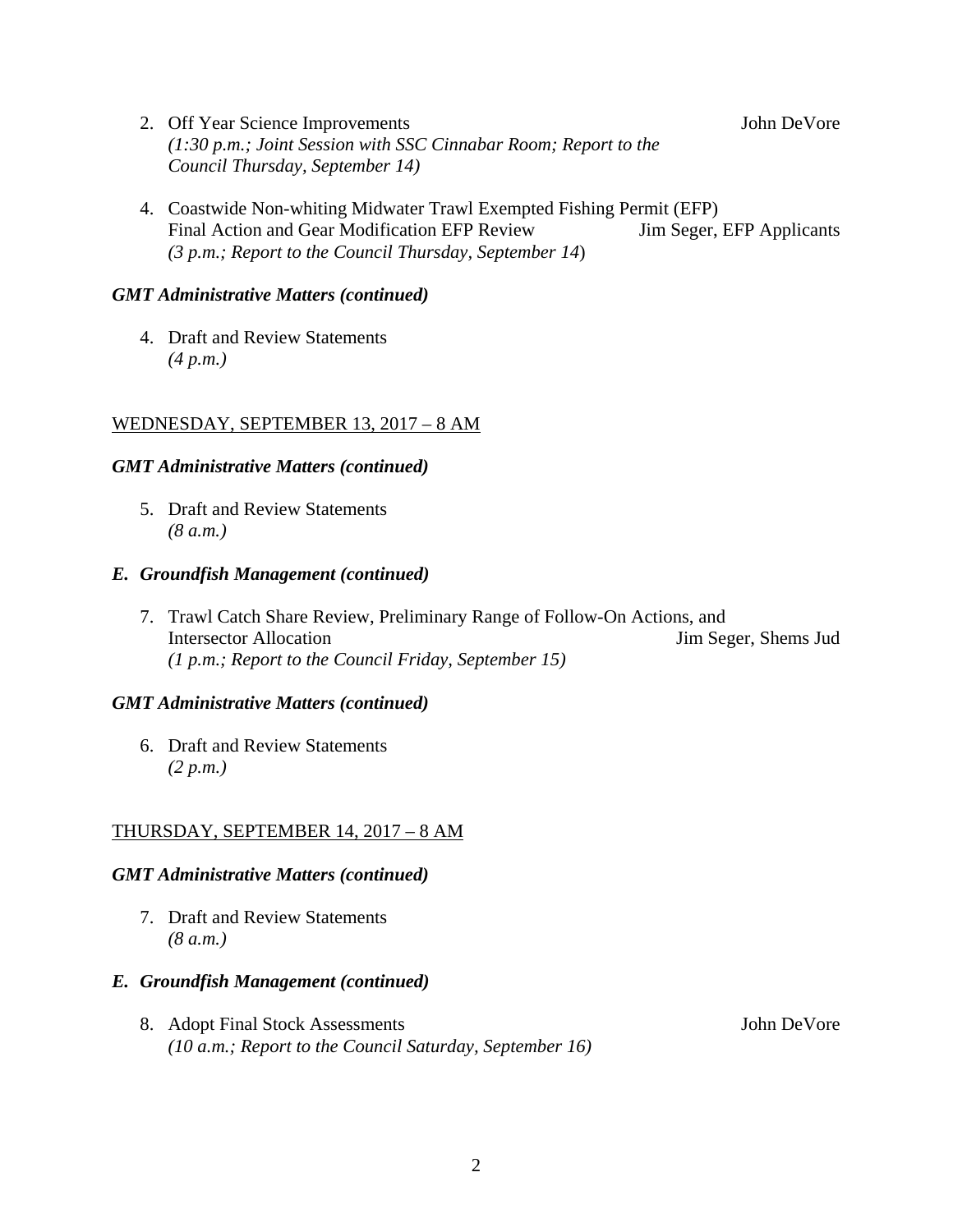2. Off Year Science Improvements — John DeVore
   *(1:30 p.m.; Joint Session with SSC Cinnabar Room; Report to the Council Thursday, September 14)*

4. Coastwide Non-whiting Midwater Trawl Exempted Fishing Permit (EFP) Final Action and Gear Modification EFP Review — Jim Seger, EFP Applicants
   *(3 p.m.; Report to the Council Thursday, September 14*)

***GMT Administrative Matters (continued)***

4. Draft and Review Statements
   *(4 p.m.)*

WEDNESDAY, SEPTEMBER 13, 2017 – 8 AM

***GMT Administrative Matters (continued)***

5. Draft and Review Statements
   *(8 a.m.)*

***E. Groundfish Management (continued)***

7. Trawl Catch Share Review, Preliminary Range of Follow-On Actions, and Intersector Allocation — Jim Seger, Shems Jud
   *(1 p.m.; Report to the Council Friday, September 15)*

***GMT Administrative Matters (continued)***

6. Draft and Review Statements
   *(2 p.m.)*

THURSDAY, SEPTEMBER 14, 2017 – 8 AM

***GMT Administrative Matters (continued)***

7. Draft and Review Statements
   *(8 a.m.)*

***E. Groundfish Management (continued)***

8. Adopt Final Stock Assessments — John DeVore
   *(10 a.m.; Report to the Council Saturday, September 16)*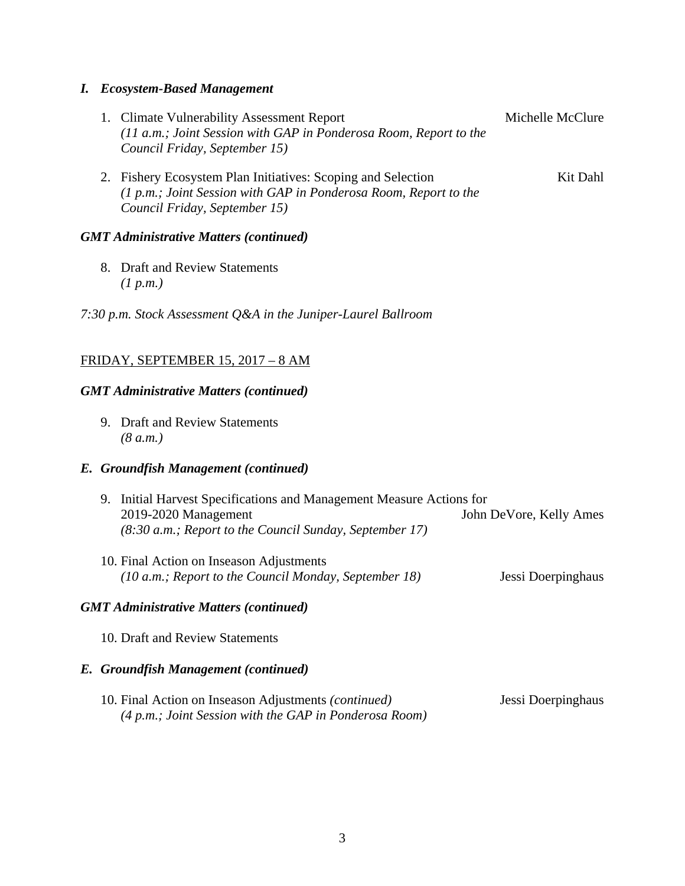### *I. Ecosystem-Based Management*

1. Climate Vulnerability Assessment Report — Michelle McClure
   *(11 a.m.; Joint Session with GAP in Ponderosa Room, Report to the Council Friday, September 15)*

2. Fishery Ecosystem Plan Initiatives: Scoping and Selection — Kit Dahl
   *(1 p.m.; Joint Session with GAP in Ponderosa Room, Report to the Council Friday, September 15)*

### *GMT Administrative Matters (continued)*

8. Draft and Review Statements
   *(1 p.m.)*

*7:30 p.m. Stock Assessment Q&A in the Juniper-Laurel Ballroom*

## FRIDAY, SEPTEMBER 15, 2017 – 8 AM

### *GMT Administrative Matters (continued)*

9. Draft and Review Statements
   *(8 a.m.)*

### *E. Groundfish Management (continued)*

9. Initial Harvest Specifications and Management Measure Actions for 2019-2020 Management — John DeVore, Kelly Ames
   *(8:30 a.m.; Report to the Council Sunday, September 17)*

10. Final Action on Inseason Adjustments — Jessi Doerpinghaus
    *(10 a.m.; Report to the Council Monday, September 18)*

### *GMT Administrative Matters (continued)*

10. Draft and Review Statements

### *E. Groundfish Management (continued)*

10. Final Action on Inseason Adjustments *(continued)* — Jessi Doerpinghaus
    *(4 p.m.; Joint Session with the GAP in Ponderosa Room)*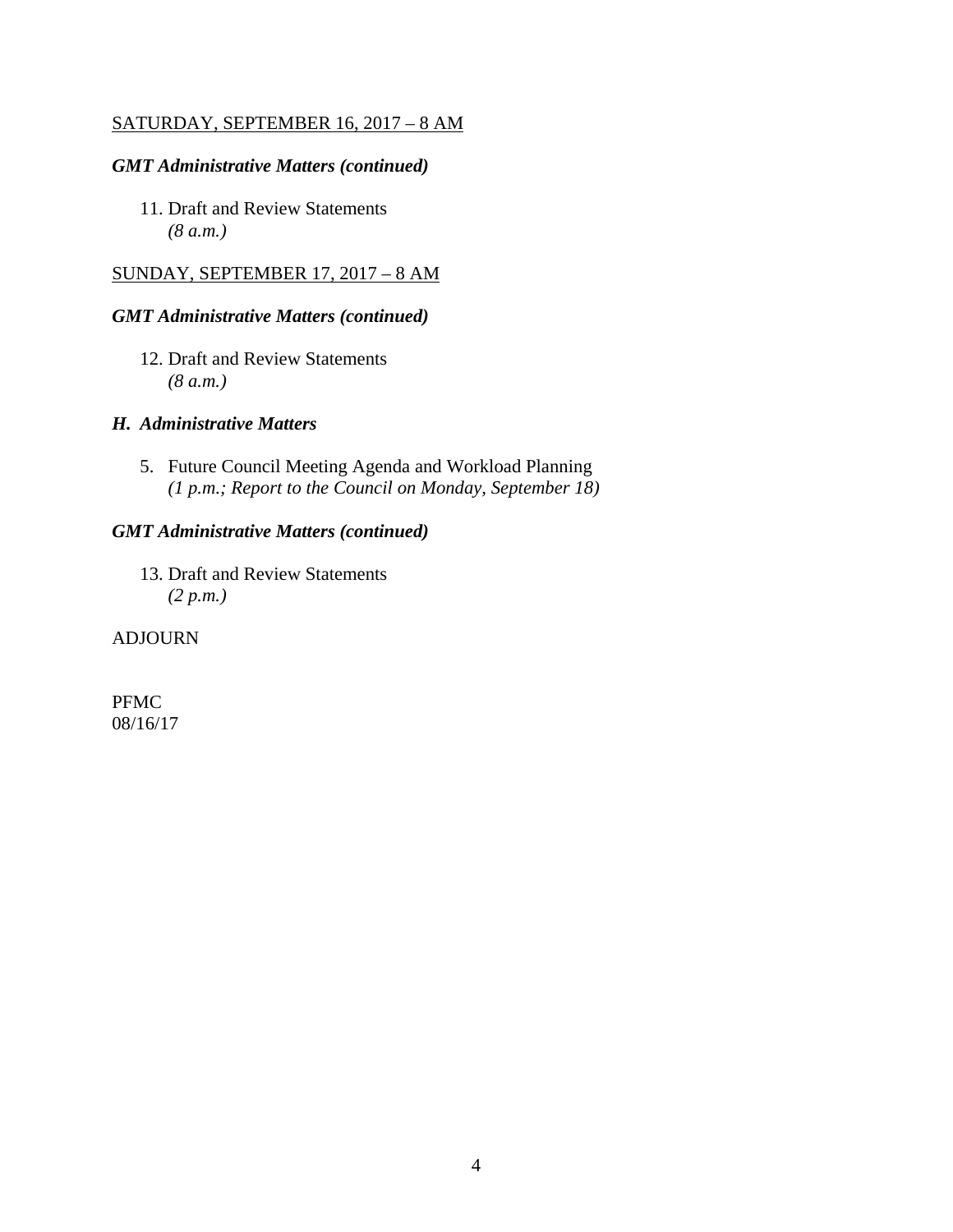SATURDAY, SEPTEMBER 16, 2017 – 8 AM

***GMT Administrative Matters (continued)***

11. Draft and Review Statements
 *(8 a.m.)*

SUNDAY, SEPTEMBER 17, 2017 – 8 AM

***GMT Administrative Matters (continued)***

12. Draft and Review Statements
 *(8 a.m.)*

***H. Administrative Matters***

5. Future Council Meeting Agenda and Workload Planning
 *(1 p.m.; Report to the Council on Monday, September 18)*

***GMT Administrative Matters (continued)***

13. Draft and Review Statements
 *(2 p.m.)*

ADJOURN

PFMC
08/16/17